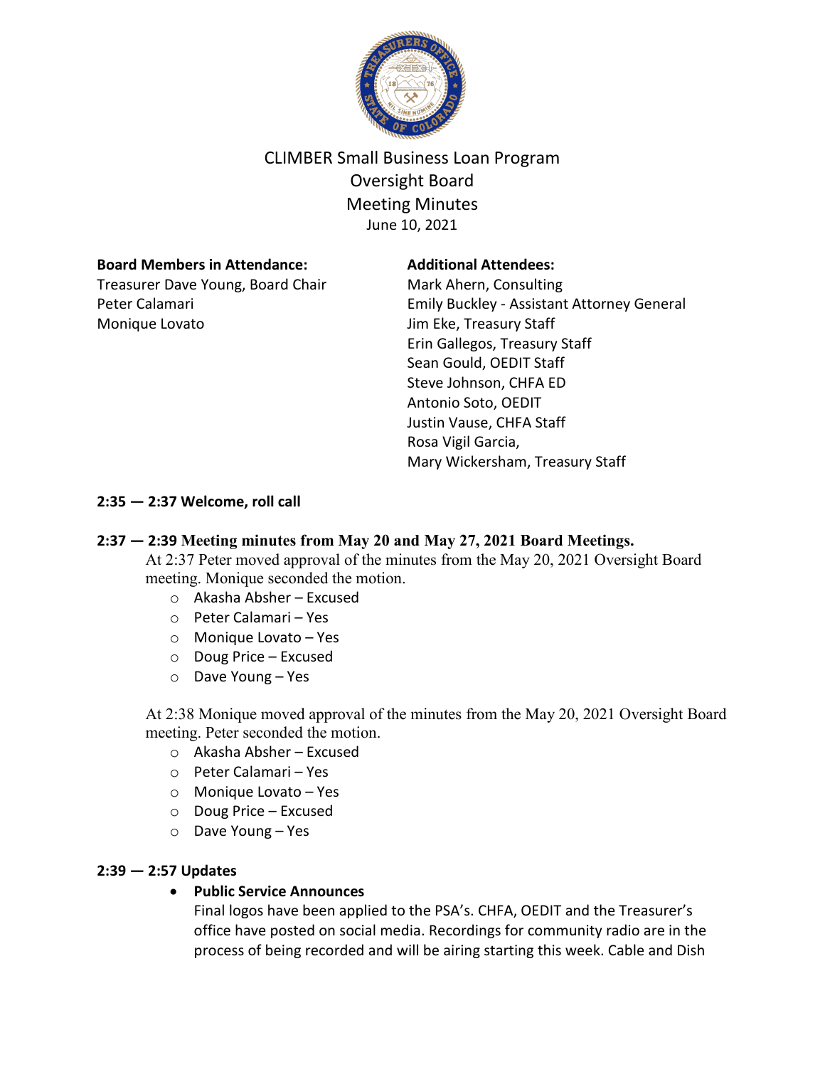# CLIMBER Small Business Loan Program
## Oversight Board
## Meeting Minutes
June 10, 2021

**Board Members in Attendance:**
Treasurer Dave Young, Board Chair
Peter Calamari
Monique Lovato

**Additional Attendees:**
Mark Ahern, Consulting
Emily Buckley - Assistant Attorney General
Jim Eke, Treasury Staff
Erin Gallegos, Treasury Staff
Sean Gould, OEDIT Staff
Steve Johnson, CHFA ED
Antonio Soto, OEDIT
Justin Vause, CHFA Staff
Rosa Vigil Garcia,
Mary Wickersham, Treasury Staff

**2:35 — 2:37 Welcome, roll call**

**2:37 — 2:39 Meeting minutes from May 20 and May 27, 2021 Board Meetings.**

At 2:37 Peter moved approval of the minutes from the May 20, 2021 Oversight Board meeting. Monique seconded the motion.

- Akasha Absher – Excused
- Peter Calamari – Yes
- Monique Lovato – Yes
- Doug Price – Excused
- Dave Young – Yes

At 2:38 Monique moved approval of the minutes from the May 20, 2021 Oversight Board meeting. Peter seconded the motion.

- Akasha Absher – Excused
- Peter Calamari – Yes
- Monique Lovato – Yes
- Doug Price – Excused
- Dave Young – Yes

**2:39 — 2:57 Updates**

- **Public Service Announces**
  Final logos have been applied to the PSA's. CHFA, OEDIT and the Treasurer's office have posted on social media. Recordings for community radio are in the process of being recorded and will be airing starting this week. Cable and Dish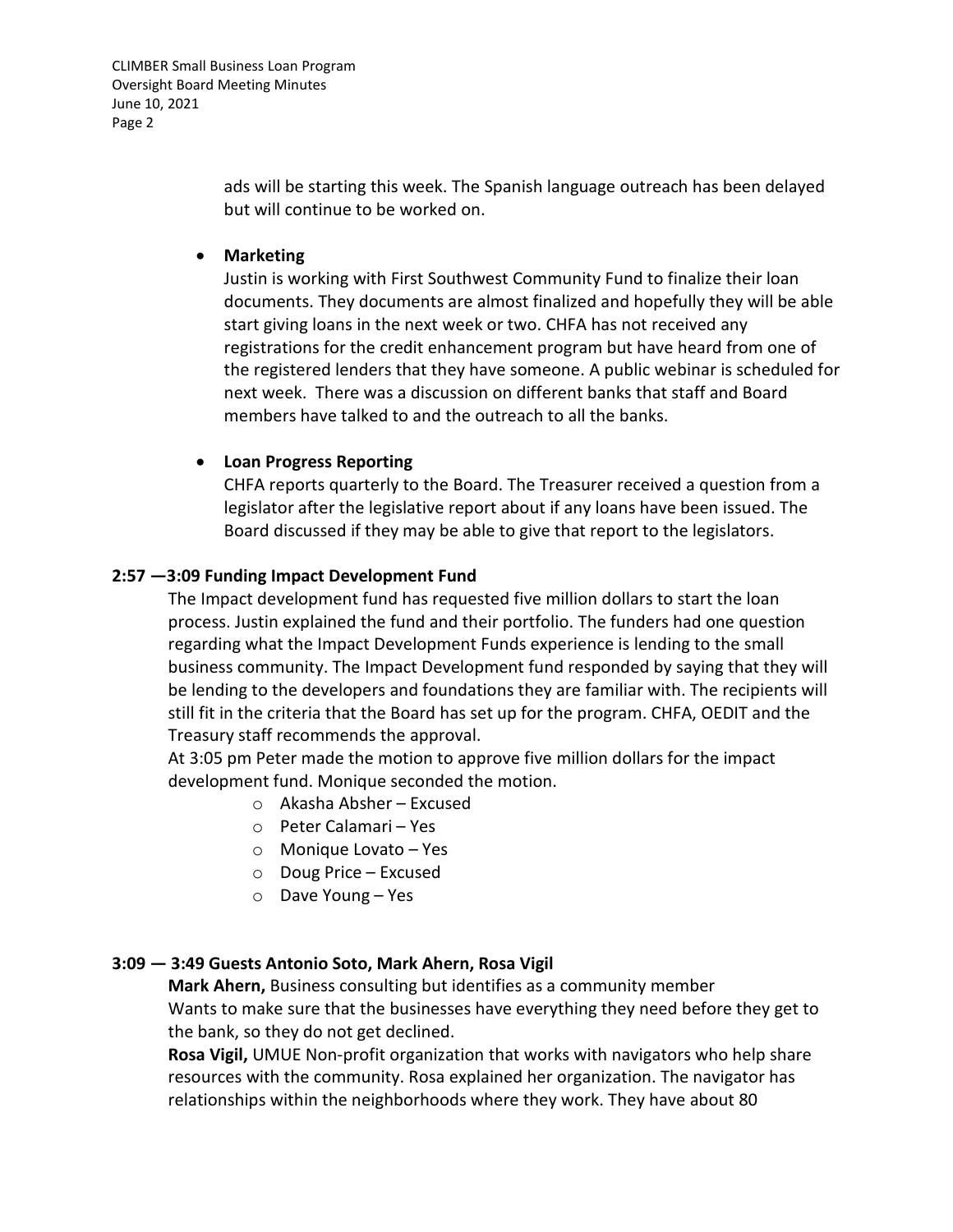ads will be starting this week. The Spanish language outreach has been delayed but will continue to be worked on.

- **Marketing**
  Justin is working with First Southwest Community Fund to finalize their loan documents. They documents are almost finalized and hopefully they will be able start giving loans in the next week or two. CHFA has not received any registrations for the credit enhancement program but have heard from one of the registered lenders that they have someone. A public webinar is scheduled for next week. There was a discussion on different banks that staff and Board members have talked to and the outreach to all the banks.

- **Loan Progress Reporting**
  CHFA reports quarterly to the Board. The Treasurer received a question from a legislator after the legislative report about if any loans have been issued. The Board discussed if they may be able to give that report to the legislators.

**2:57 —3:09 Funding Impact Development Fund**

The Impact development fund has requested five million dollars to start the loan process. Justin explained the fund and their portfolio. The funders had one question regarding what the Impact Development Funds experience is lending to the small business community. The Impact Development fund responded by saying that they will be lending to the developers and foundations they are familiar with. The recipients will still fit in the criteria that the Board has set up for the program. CHFA, OEDIT and the Treasury staff recommends the approval.

At 3:05 pm Peter made the motion to approve five million dollars for the impact development fund. Monique seconded the motion.

- Akasha Absher – Excused
- Peter Calamari – Yes
- Monique Lovato – Yes
- Doug Price – Excused
- Dave Young – Yes

**3:09 — 3:49 Guests Antonio Soto, Mark Ahern, Rosa Vigil**

**Mark Ahern,** Business consulting but identifies as a community member
Wants to make sure that the businesses have everything they need before they get to the bank, so they do not get declined.

**Rosa Vigil,** UMUE Non-profit organization that works with navigators who help share resources with the community. Rosa explained her organization. The navigator has relationships within the neighborhoods where they work. They have about 80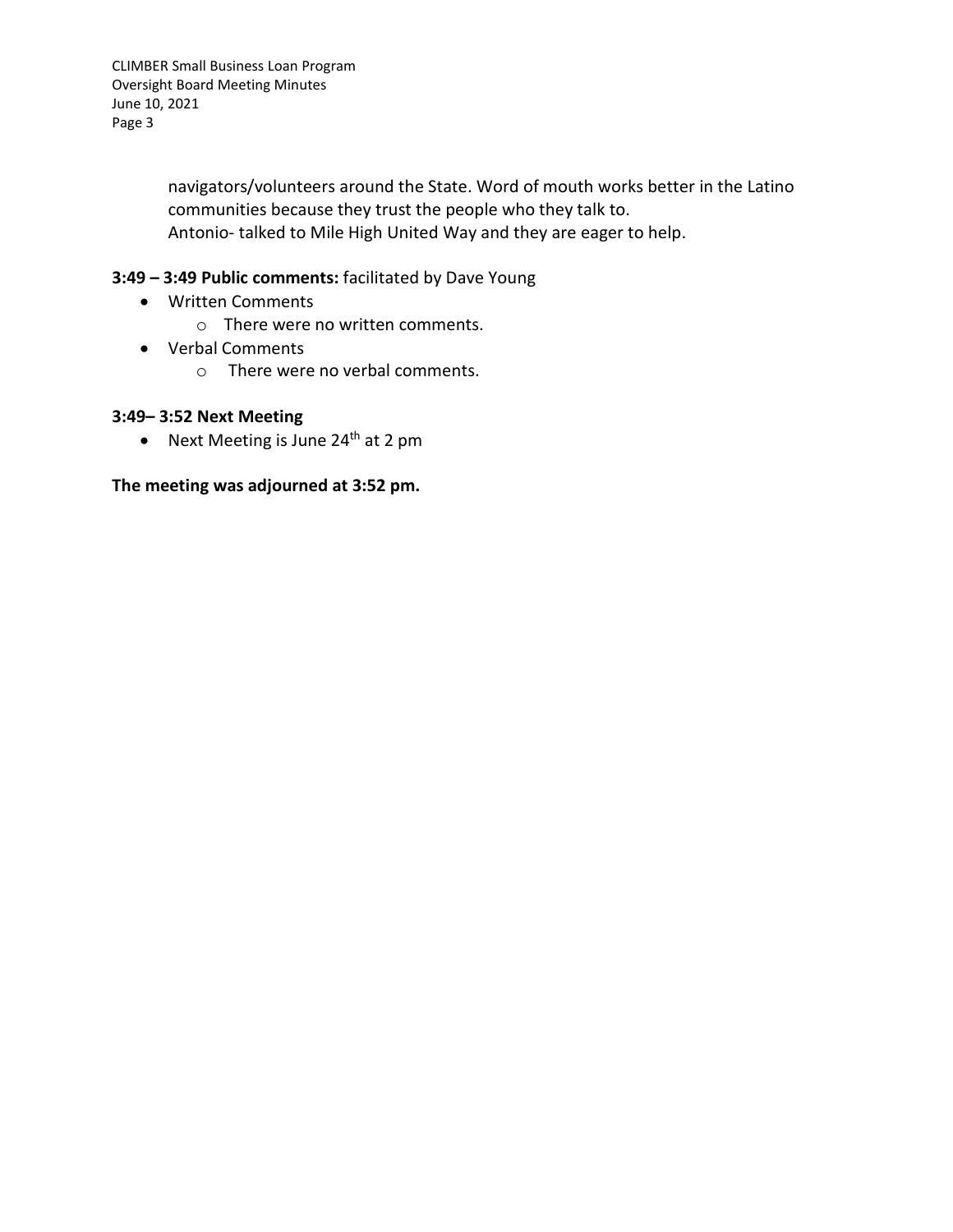navigators/volunteers around the State. Word of mouth works better in the Latino communities because they trust the people who they talk to.
Antonio- talked to Mile High United Way and they are eager to help.

**3:49 – 3:49 Public comments:** facilitated by Dave Young

- Written Comments
  - There were no written comments.
- Verbal Comments
  - There were no verbal comments.

**3:49– 3:52 Next Meeting**

- Next Meeting is June 24th at 2 pm

**The meeting was adjourned at 3:52 pm.**